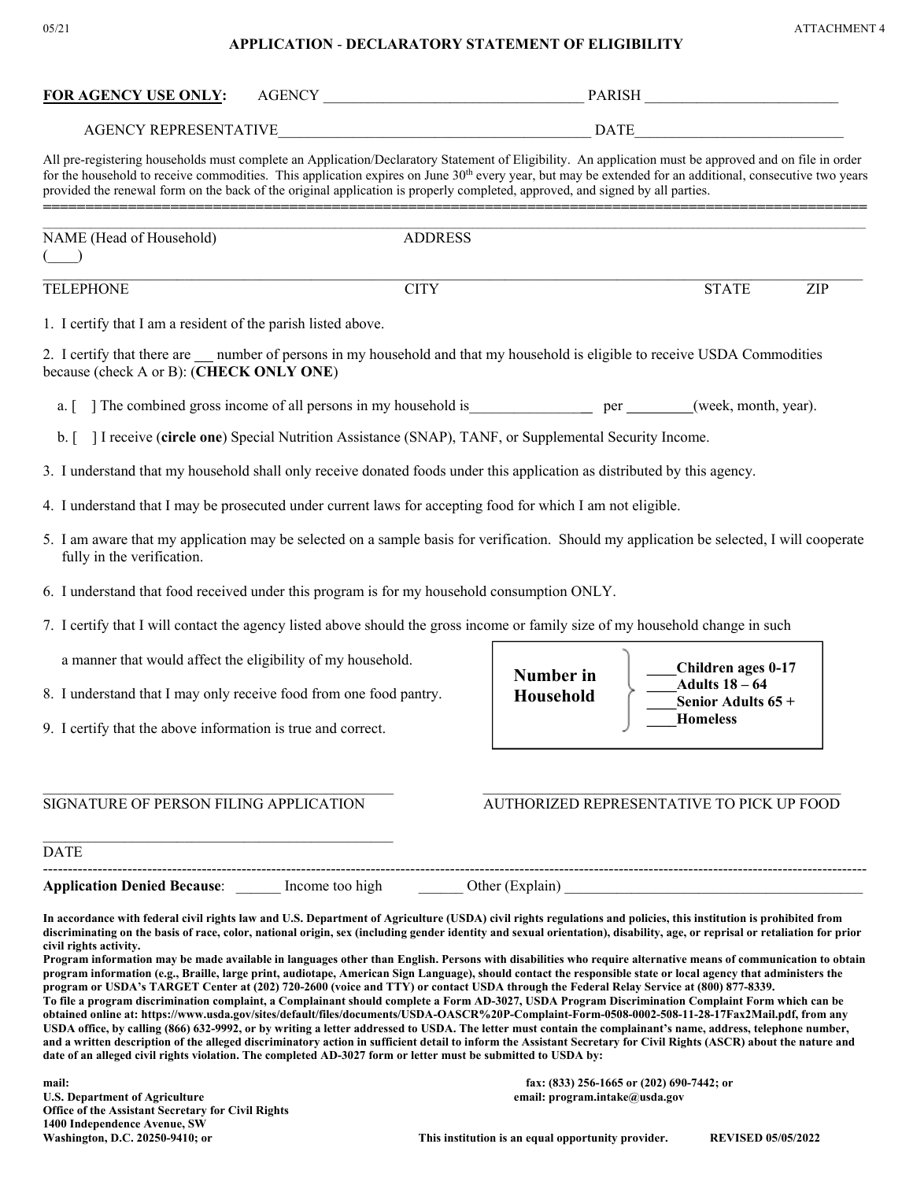05/21 ATTACHMENT 4

# APPLICATION - DECLARATORY STATEMENT OF ELIGIBILITY

**FOR AGENCY USE ONLY:** AGENCY ___________________________________ PARISH __________________________

AGENCY REPRESENTATIVE__________________________________________ DATE____________________________

All pre-registering households must complete an Application/Declaratory Statement of Eligibility. An application must be approved and on file in order for the household to receive commodities. This application expires on June 30th every year, but may be extended for an additional, consecutive two years provided the renewal form on the back of the original application is properly completed, approved, and signed by all parties.

---

NAME (Head of Household) ADDRESS

(____)

TELEPHONE CITY STATE ZIP

1. I certify that I am a resident of the parish listed above.

2. I certify that there are ___ number of persons in my household and that my household is eligible to receive USDA Commodities because (check A or B): (**CHECK ONLY ONE**)

   a. [ ] The combined gross income of all persons in my household is_________________ per _________(week, month, year).

   b. [ ] I receive (**circle one**) Special Nutrition Assistance (SNAP), TANF, or Supplemental Security Income.

3. I understand that my household shall only receive donated foods under this application as distributed by this agency.

4. I understand that I may be prosecuted under current laws for accepting food for which I am not eligible.

5. I am aware that my application may be selected on a sample basis for verification. Should my application be selected, I will cooperate fully in the verification.

6. I understand that food received under this program is for my household consumption ONLY.

7. I certify that I will contact the agency listed above should the gross income or family size of my household change in such a manner that would affect the eligibility of my household.

8. I understand that I may only receive food from one food pantry.

9. I certify that the above information is true and correct.

**Number in Household**
- **____Children ages 0-17**
- **____Adults 18 – 64**
- **____Senior Adults 65 +**
- **____Homeless**

_____________________________________________ _____________________________________________

SIGNATURE OF PERSON FILING APPLICATION AUTHORIZED REPRESENTATIVE TO PICK UP FOOD

_____________________________________________

DATE

---

**Application Denied Because**: ______ Income too high ______ Other (Explain) ________________________________________

**In accordance with federal civil rights law and U.S. Department of Agriculture (USDA) civil rights regulations and policies, this institution is prohibited from discriminating on the basis of race, color, national origin, sex (including gender identity and sexual orientation), disability, age, or reprisal or retaliation for prior civil rights activity.**

**Program information may be made available in languages other than English. Persons with disabilities who require alternative means of communication to obtain program information (e.g., Braille, large print, audiotape, American Sign Language), should contact the responsible state or local agency that administers the program or USDA's TARGET Center at (202) 720-2600 (voice and TTY) or contact USDA through the Federal Relay Service at (800) 877-8339.**

**To file a program discrimination complaint, a Complainant should complete a Form AD-3027, USDA Program Discrimination Complaint Form which can be obtained online at: https://www.usda.gov/sites/default/files/documents/USDA-OASCR%20P-Complaint-Form-0508-0002-508-11-28-17Fax2Mail.pdf, from any USDA office, by calling (866) 632-9992, or by writing a letter addressed to USDA. The letter must contain the complainant's name, address, telephone number, and a written description of the alleged discriminatory action in sufficient detail to inform the Assistant Secretary for Civil Rights (ASCR) about the nature and date of an alleged civil rights violation. The completed AD-3027 form or letter must be submitted to USDA by:**

**mail:**
**U.S. Department of Agriculture**
**Office of the Assistant Secretary for Civil Rights**
**1400 Independence Avenue, SW**
**Washington, D.C. 20250-9410; or**

**fax: (833) 256-1665 or (202) 690-7442; or**
**email: program.intake@usda.gov**

**This institution is an equal opportunity provider.** **REVISED 05/05/2022**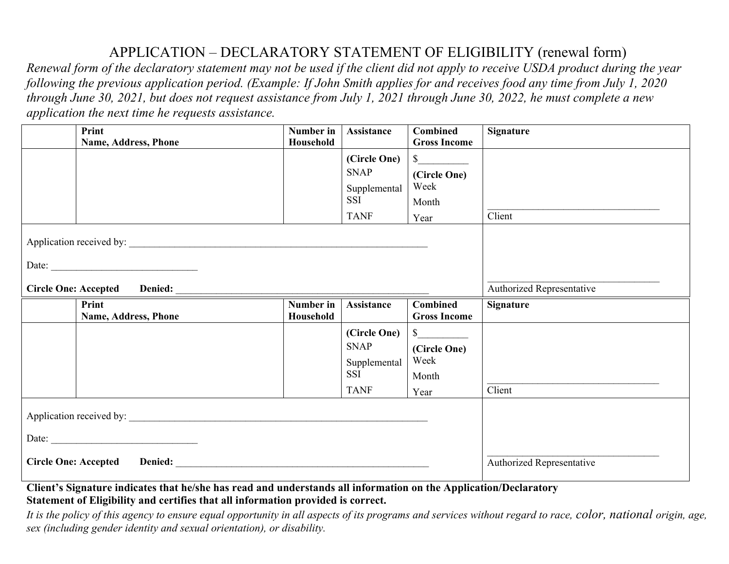# APPLICATION – DECLARATORY STATEMENT OF ELIGIBILITY (renewal form)

*Renewal form of the declaratory statement may not be used if the client did not apply to receive USDA product during the year following the previous application period. (Example: If John Smith applies for and receives food any time from July 1, 2020 through June 30, 2021, but does not request assistance from July 1, 2021 through June 30, 2022, he must complete a new application the next time he requests assistance.*

| | Print Name, Address, Phone | Number in Household | Assistance | Combined Gross Income | Signature |
|---|---|---|---|---|---|
| | | | **(Circle One)** SNAP Supplemental SSI TANF | $__________ **(Circle One)** Week Month Year | ___________________________________ Client |

Application received by: ______________________________________________________________

Date: ______________________________

**Circle One: Accepted    Denied:** ______________________________________________________

___________________________________ Authorized Representative

| | Print Name, Address, Phone | Number in Household | Assistance | Combined Gross Income | Signature |
|---|---|---|---|---|---|
| | | | **(Circle One)** SNAP Supplemental SSI TANF | $__________ **(Circle One)** Week Month Year | ___________________________________ Client |

Application received by: ______________________________________________________________

Date: ______________________________

**Circle One: Accepted    Denied:** ______________________________________________________

___________________________________ Authorized Representative

**Client's Signature indicates that he/she has read and understands all information on the Application/Declaratory Statement of Eligibility and certifies that all information provided is correct.**

*It is the policy of this agency to ensure equal opportunity in all aspects of its programs and services without regard to race, color, national origin, age, sex (including gender identity and sexual orientation), or disability.*